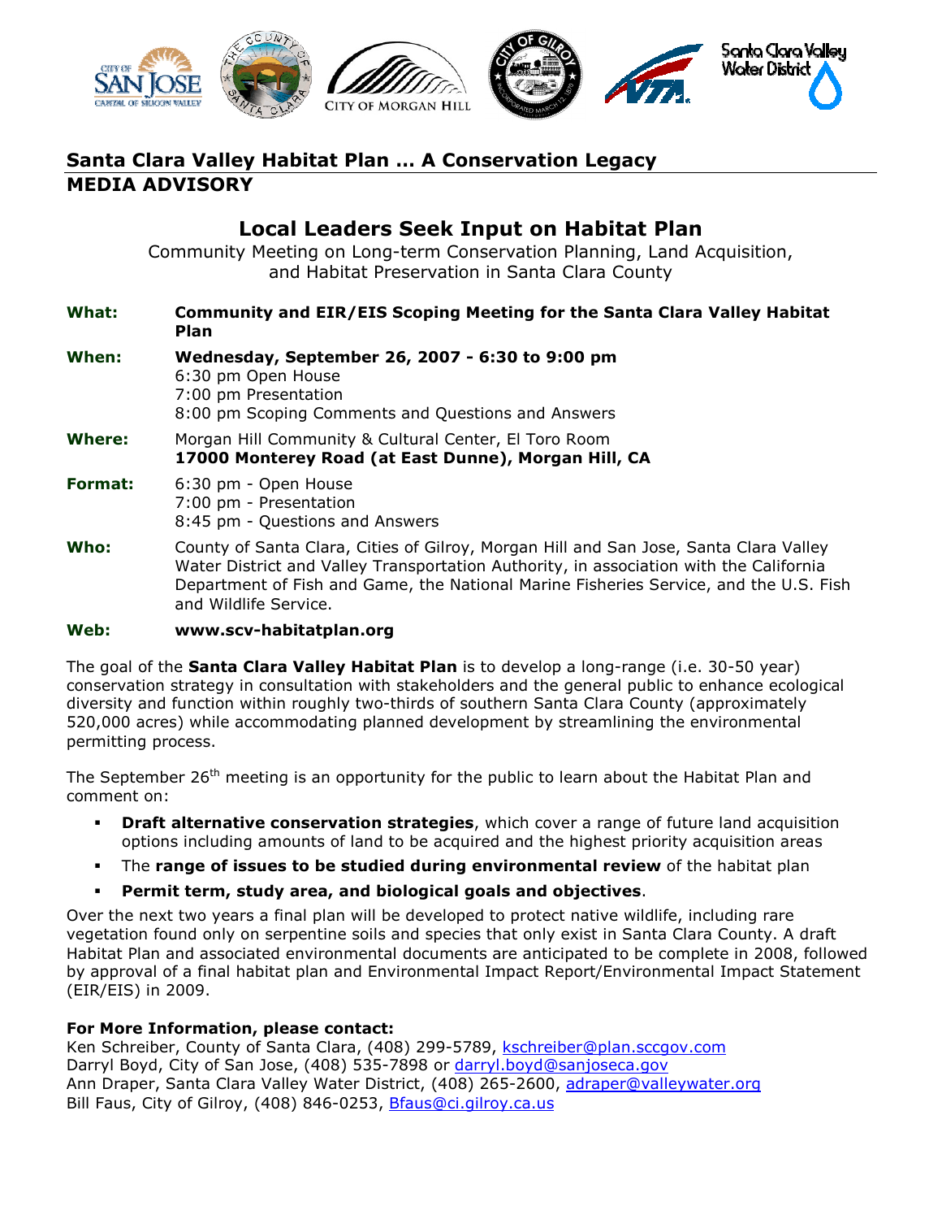## Santa Clara Valley Habitat Plan … A Conservation Legacy

## MEDIA ADVISORY

# Local Leaders Seek Input on Habitat Plan

Community Meeting on Long-term Conservation Planning, Land Acquisition, and Habitat Preservation in Santa Clara County

**What:** **Community and EIR/EIS Scoping Meeting for the Santa Clara Valley Habitat Plan**

**When:** **Wednesday, September 26, 2007 - 6:30 to 9:00 pm**
6:30 pm Open House
7:00 pm Presentation
8:00 pm Scoping Comments and Questions and Answers

**Where:** Morgan Hill Community & Cultural Center, El Toro Room
**17000 Monterey Road (at East Dunne), Morgan Hill, CA**

**Format:** 6:30 pm - Open House
7:00 pm - Presentation
8:45 pm - Questions and Answers

**Who:** County of Santa Clara, Cities of Gilroy, Morgan Hill and San Jose, Santa Clara Valley Water District and Valley Transportation Authority, in association with the California Department of Fish and Game, the National Marine Fisheries Service, and the U.S. Fish and Wildlife Service.

**Web:** **www.scv-habitatplan.org**

The goal of the **Santa Clara Valley Habitat Plan** is to develop a long-range (i.e. 30-50 year) conservation strategy in consultation with stakeholders and the general public to enhance ecological diversity and function within roughly two-thirds of southern Santa Clara County (approximately 520,000 acres) while accommodating planned development by streamlining the environmental permitting process.

The September 26th meeting is an opportunity for the public to learn about the Habitat Plan and comment on:

- **Draft alternative conservation strategies**, which cover a range of future land acquisition options including amounts of land to be acquired and the highest priority acquisition areas
- The **range of issues to be studied during environmental review** of the habitat plan
- **Permit term, study area, and biological goals and objectives**.

Over the next two years a final plan will be developed to protect native wildlife, including rare vegetation found only on serpentine soils and species that only exist in Santa Clara County. A draft Habitat Plan and associated environmental documents are anticipated to be complete in 2008, followed by approval of a final habitat plan and Environmental Impact Report/Environmental Impact Statement (EIR/EIS) in 2009.

**For More Information, please contact:**
Ken Schreiber, County of Santa Clara, (408) 299-5789, kschreiber@plan.sccgov.com
Darryl Boyd, City of San Jose, (408) 535-7898 or darryl.boyd@sanjoseca.gov
Ann Draper, Santa Clara Valley Water District, (408) 265-2600, adraper@valleywater.org
Bill Faus, City of Gilroy, (408) 846-0253, Bfaus@ci.gilroy.ca.us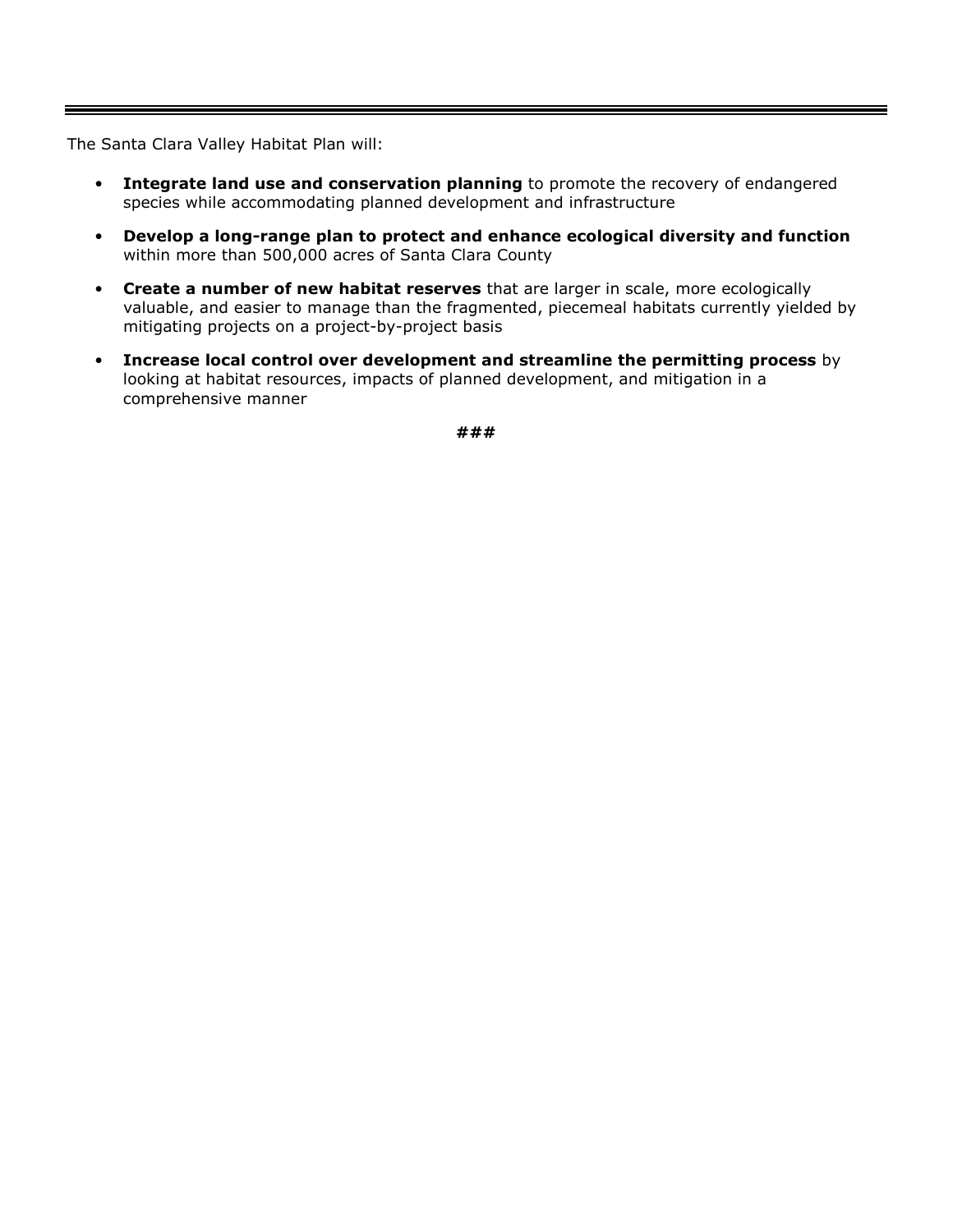The Santa Clara Valley Habitat Plan will:

- **Integrate land use and conservation planning** to promote the recovery of endangered species while accommodating planned development and infrastructure
- **Develop a long-range plan to protect and enhance ecological diversity and function** within more than 500,000 acres of Santa Clara County
- **Create a number of new habitat reserves** that are larger in scale, more ecologically valuable, and easier to manage than the fragmented, piecemeal habitats currently yielded by mitigating projects on a project-by-project basis
- **Increase local control over development and streamline the permitting process** by looking at habitat resources, impacts of planned development, and mitigation in a comprehensive manner

**###**